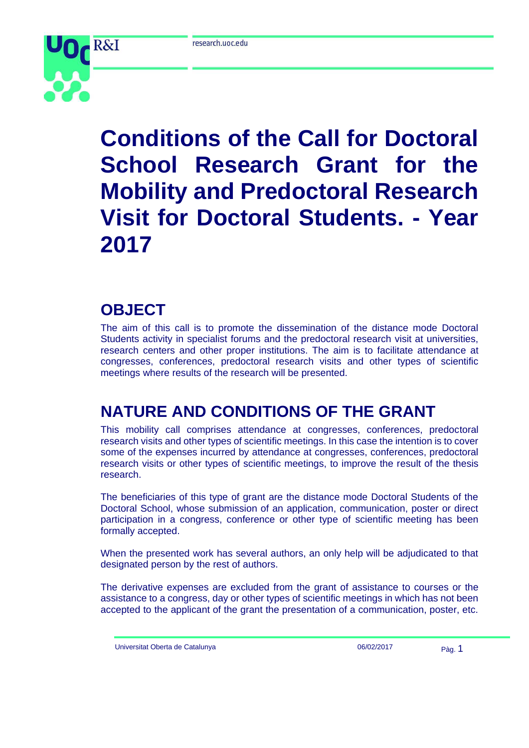# Conditions of the Call for Doctoral School Research Grant for the Mobility and Predoctoral Research Visit for Doctoral Students. - Year 2017

## OBJECT

The aim of this call is to promote the dissemination of the distance mode Doctoral Students activity in specialist forums and the predoctoral research visit at universities, research centers and other proper institutions. The aim is to facilitate attendance at congresses, conferences, predoctoral research visits and other types of scientific meetings where results of the research will be presented.

## NATURE AND CONDITIONS OF THE GRANT

This mobility call comprises attendance at congresses, conferences, predoctoral research visits and other types of scientific meetings. In this case the intention is to cover some of the expenses incurred by attendance at congresses, conferences, predoctoral research visits or other types of scientific meetings, to improve the result of the thesis research.

The beneficiaries of this type of grant are the distance mode Doctoral Students of the Doctoral School, whose submission of an application, communication, poster or direct participation in a congress, conference or other type of scientific meeting has been formally accepted.

When the presented work has several authors, an only help will be adjudicated to that designated person by the rest of authors.

The derivative expenses are excluded from the grant of assistance to courses or the assistance to a congress, day or other types of scientific meetings in which has not been accepted to the applicant of the grant the presentation of a communication, poster, etc.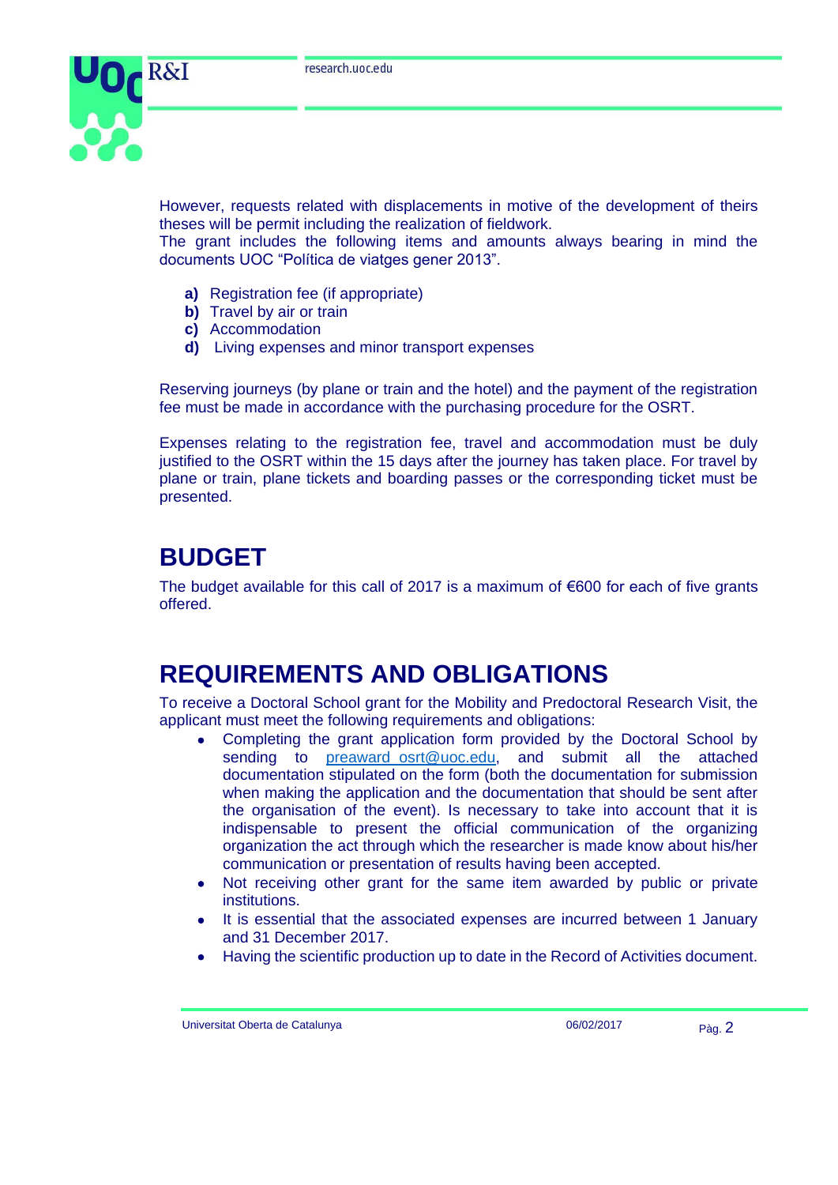However, requests related with displacements in motive of the development of theirs theses will be permit including the realization of fieldwork.
The grant includes the following items and amounts always bearing in mind the documents UOC "Política de viatges gener 2013".

- **a)** Registration fee (if appropriate)
- **b)** Travel by air or train
- **c)** Accommodation
- **d)** Living expenses and minor transport expenses

Reserving journeys (by plane or train and the hotel) and the payment of the registration fee must be made in accordance with the purchasing procedure for the OSRT.

Expenses relating to the registration fee, travel and accommodation must be duly justified to the OSRT within the 15 days after the journey has taken place. For travel by plane or train, plane tickets and boarding passes or the corresponding ticket must be presented.

# BUDGET

The budget available for this call of 2017 is a maximum of €600 for each of five grants offered.

# REQUIREMENTS AND OBLIGATIONS

To receive a Doctoral School grant for the Mobility and Predoctoral Research Visit, the applicant must meet the following requirements and obligations:

- Completing the grant application form provided by the Doctoral School by sending to preaward_osrt@uoc.edu, and submit all the attached documentation stipulated on the form (both the documentation for submission when making the application and the documentation that should be sent after the organisation of the event). Is necessary to take into account that it is indispensable to present the official communication of the organizing organization the act through which the researcher is made know about his/her communication or presentation of results having been accepted.
- Not receiving other grant for the same item awarded by public or private institutions.
- It is essential that the associated expenses are incurred between 1 January and 31 December 2017.
- Having the scientific production up to date in the Record of Activities document.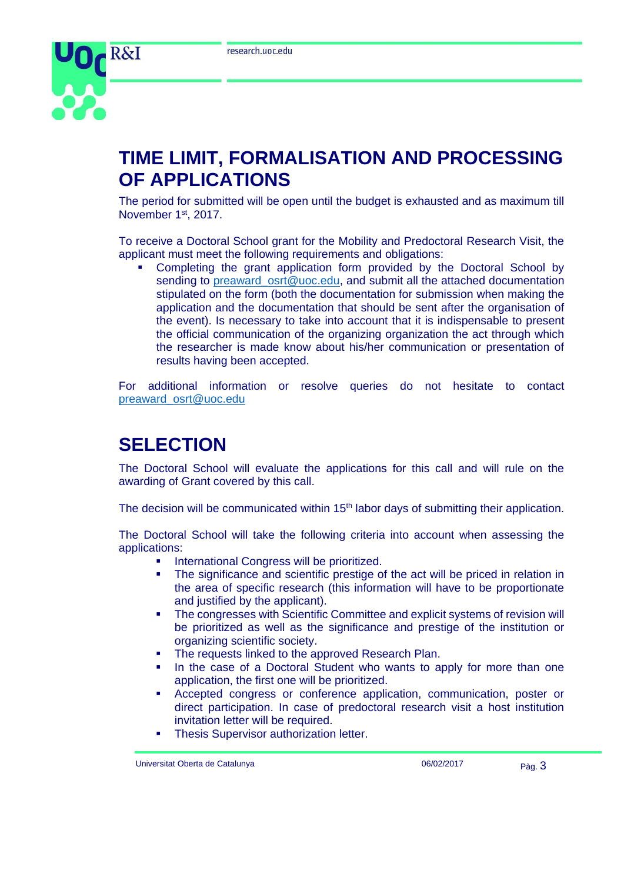# TIME LIMIT, FORMALISATION AND PROCESSING OF APPLICATIONS

The period for submitted will be open until the budget is exhausted and as maximum till November 1st, 2017.

To receive a Doctoral School grant for the Mobility and Predoctoral Research Visit, the applicant must meet the following requirements and obligations:

- Completing the grant application form provided by the Doctoral School by sending to preaward_osrt@uoc.edu, and submit all the attached documentation stipulated on the form (both the documentation for submission when making the application and the documentation that should be sent after the organisation of the event). Is necessary to take into account that it is indispensable to present the official communication of the organizing organization the act through which the researcher is made know about his/her communication or presentation of results having been accepted.

For additional information or resolve queries do not hesitate to contact preaward_osrt@uoc.edu

# SELECTION

The Doctoral School will evaluate the applications for this call and will rule on the awarding of Grant covered by this call.

The decision will be communicated within 15th labor days of submitting their application.

The Doctoral School will take the following criteria into account when assessing the applications:

- International Congress will be prioritized.
- The significance and scientific prestige of the act will be priced in relation in the area of specific research (this information will have to be proportionate and justified by the applicant).
- The congresses with Scientific Committee and explicit systems of revision will be prioritized as well as the significance and prestige of the institution or organizing scientific society.
- The requests linked to the approved Research Plan.
- In the case of a Doctoral Student who wants to apply for more than one application, the first one will be prioritized.
- Accepted congress or conference application, communication, poster or direct participation. In case of predoctoral research visit a host institution invitation letter will be required.
- Thesis Supervisor authorization letter.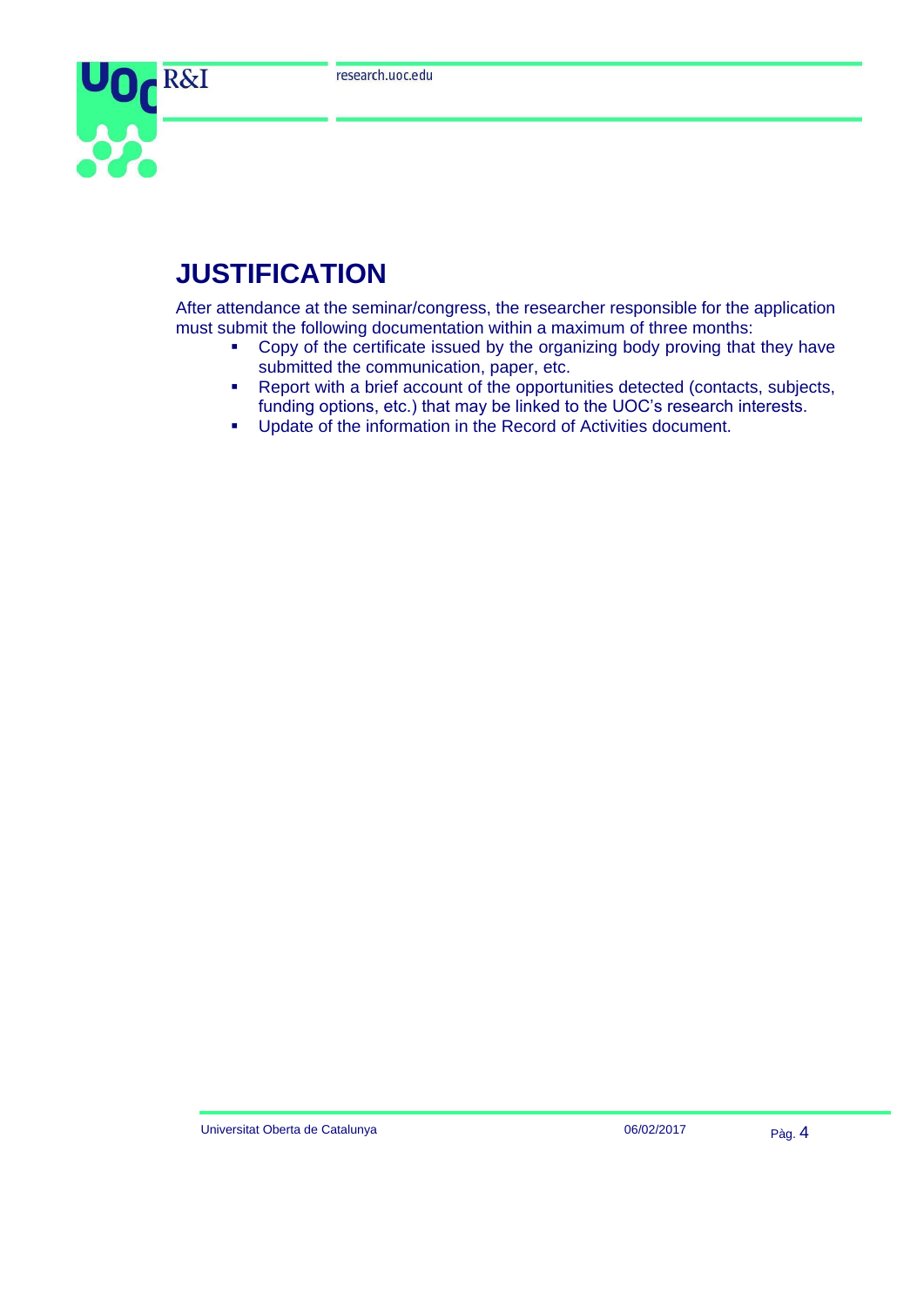# JUSTIFICATION

After attendance at the seminar/congress, the researcher responsible for the application must submit the following documentation within a maximum of three months:

- Copy of the certificate issued by the organizing body proving that they have submitted the communication, paper, etc.
- Report with a brief account of the opportunities detected (contacts, subjects, funding options, etc.) that may be linked to the UOC's research interests.
- Update of the information in the Record of Activities document.